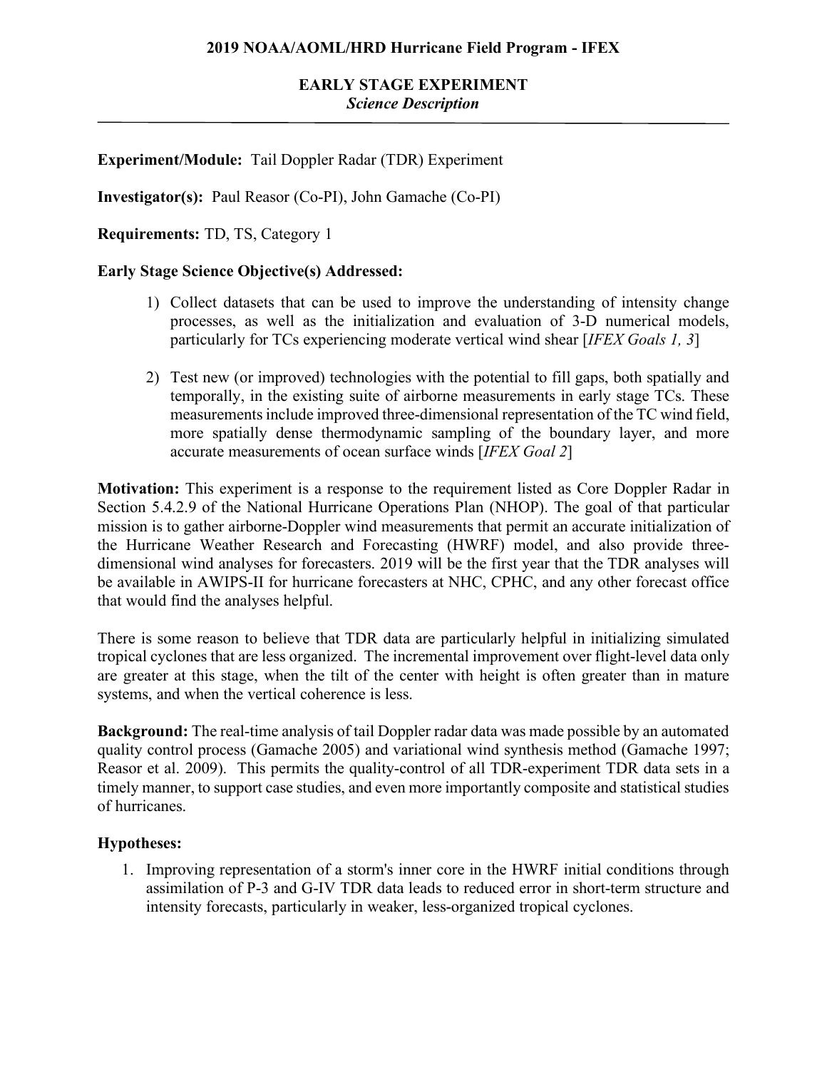**2019 NOAA/AOML/HRD Hurricane Field Program - IFEX**

# EARLY STAGE EXPERIMENT

*Science Description*

---

**Experiment/Module:** Tail Doppler Radar (TDR) Experiment

**Investigator(s):** Paul Reasor (Co-PI), John Gamache (Co-PI)

**Requirements:** TD, TS, Category 1

**Early Stage Science Objective(s) Addressed:**

1) Collect datasets that can be used to improve the understanding of intensity change processes, as well as the initialization and evaluation of 3-D numerical models, particularly for TCs experiencing moderate vertical wind shear [*IFEX Goals 1, 3*]

2) Test new (or improved) technologies with the potential to fill gaps, both spatially and temporally, in the existing suite of airborne measurements in early stage TCs. These measurements include improved three-dimensional representation of the TC wind field, more spatially dense thermodynamic sampling of the boundary layer, and more accurate measurements of ocean surface winds [*IFEX Goal 2*]

**Motivation:** This experiment is a response to the requirement listed as Core Doppler Radar in Section 5.4.2.9 of the National Hurricane Operations Plan (NHOP). The goal of that particular mission is to gather airborne-Doppler wind measurements that permit an accurate initialization of the Hurricane Weather Research and Forecasting (HWRF) model, and also provide three-dimensional wind analyses for forecasters. 2019 will be the first year that the TDR analyses will be available in AWIPS-II for hurricane forecasters at NHC, CPHC, and any other forecast office that would find the analyses helpful.

There is some reason to believe that TDR data are particularly helpful in initializing simulated tropical cyclones that are less organized. The incremental improvement over flight-level data only are greater at this stage, when the tilt of the center with height is often greater than in mature systems, and when the vertical coherence is less.

**Background:** The real-time analysis of tail Doppler radar data was made possible by an automated quality control process (Gamache 2005) and variational wind synthesis method (Gamache 1997; Reasor et al. 2009). This permits the quality-control of all TDR-experiment TDR data sets in a timely manner, to support case studies, and even more importantly composite and statistical studies of hurricanes.

**Hypotheses:**

1. Improving representation of a storm's inner core in the HWRF initial conditions through assimilation of P-3 and G-IV TDR data leads to reduced error in short-term structure and intensity forecasts, particularly in weaker, less-organized tropical cyclones.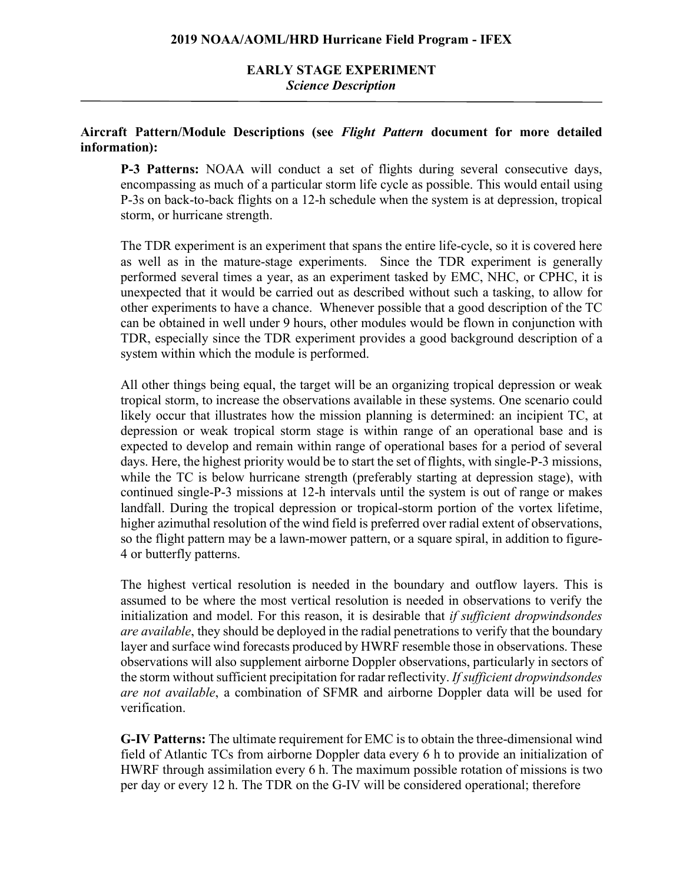**EARLY STAGE EXPERIMENT**
*Science Description*

**Aircraft Pattern/Module Descriptions (see *Flight Pattern* document for more detailed information):**

**P-3 Patterns:** NOAA will conduct a set of flights during several consecutive days, encompassing as much of a particular storm life cycle as possible. This would entail using P-3s on back-to-back flights on a 12-h schedule when the system is at depression, tropical storm, or hurricane strength.

The TDR experiment is an experiment that spans the entire life-cycle, so it is covered here as well as in the mature-stage experiments. Since the TDR experiment is generally performed several times a year, as an experiment tasked by EMC, NHC, or CPHC, it is unexpected that it would be carried out as described without such a tasking, to allow for other experiments to have a chance. Whenever possible that a good description of the TC can be obtained in well under 9 hours, other modules would be flown in conjunction with TDR, especially since the TDR experiment provides a good background description of a system within which the module is performed.

All other things being equal, the target will be an organizing tropical depression or weak tropical storm, to increase the observations available in these systems. One scenario could likely occur that illustrates how the mission planning is determined: an incipient TC, at depression or weak tropical storm stage is within range of an operational base and is expected to develop and remain within range of operational bases for a period of several days. Here, the highest priority would be to start the set of flights, with single-P-3 missions, while the TC is below hurricane strength (preferably starting at depression stage), with continued single-P-3 missions at 12-h intervals until the system is out of range or makes landfall. During the tropical depression or tropical-storm portion of the vortex lifetime, higher azimuthal resolution of the wind field is preferred over radial extent of observations, so the flight pattern may be a lawn-mower pattern, or a square spiral, in addition to figure-4 or butterfly patterns.

The highest vertical resolution is needed in the boundary and outflow layers. This is assumed to be where the most vertical resolution is needed in observations to verify the initialization and model. For this reason, it is desirable that *if sufficient dropwindsondes are available*, they should be deployed in the radial penetrations to verify that the boundary layer and surface wind forecasts produced by HWRF resemble those in observations. These observations will also supplement airborne Doppler observations, particularly in sectors of the storm without sufficient precipitation for radar reflectivity. *If sufficient dropwindsondes are not available*, a combination of SFMR and airborne Doppler data will be used for verification.

**G-IV Patterns:** The ultimate requirement for EMC is to obtain the three-dimensional wind field of Atlantic TCs from airborne Doppler data every 6 h to provide an initialization of HWRF through assimilation every 6 h. The maximum possible rotation of missions is two per day or every 12 h. The TDR on the G-IV will be considered operational; therefore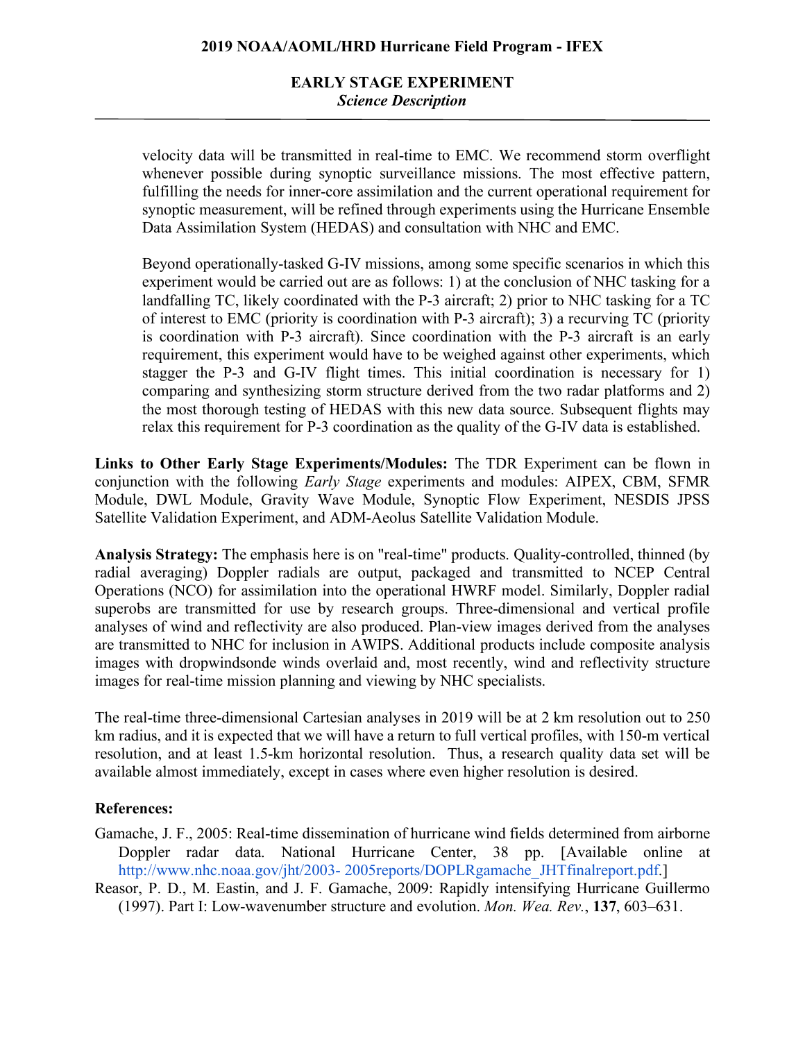velocity data will be transmitted in real-time to EMC. We recommend storm overflight whenever possible during synoptic surveillance missions. The most effective pattern, fulfilling the needs for inner-core assimilation and the current operational requirement for synoptic measurement, will be refined through experiments using the Hurricane Ensemble Data Assimilation System (HEDAS) and consultation with NHC and EMC.

Beyond operationally-tasked G-IV missions, among some specific scenarios in which this experiment would be carried out are as follows: 1) at the conclusion of NHC tasking for a landfalling TC, likely coordinated with the P-3 aircraft; 2) prior to NHC tasking for a TC of interest to EMC (priority is coordination with P-3 aircraft); 3) a recurving TC (priority is coordination with P-3 aircraft). Since coordination with the P-3 aircraft is an early requirement, this experiment would have to be weighed against other experiments, which stagger the P-3 and G-IV flight times. This initial coordination is necessary for 1) comparing and synthesizing storm structure derived from the two radar platforms and 2) the most thorough testing of HEDAS with this new data source. Subsequent flights may relax this requirement for P-3 coordination as the quality of the G-IV data is established.

**Links to Other Early Stage Experiments/Modules:** The TDR Experiment can be flown in conjunction with the following *Early Stage* experiments and modules: AIPEX, CBM, SFMR Module, DWL Module, Gravity Wave Module, Synoptic Flow Experiment, NESDIS JPSS Satellite Validation Experiment, and ADM-Aeolus Satellite Validation Module.

**Analysis Strategy:** The emphasis here is on "real-time" products. Quality-controlled, thinned (by radial averaging) Doppler radials are output, packaged and transmitted to NCEP Central Operations (NCO) for assimilation into the operational HWRF model. Similarly, Doppler radial superobs are transmitted for use by research groups. Three-dimensional and vertical profile analyses of wind and reflectivity are also produced. Plan-view images derived from the analyses are transmitted to NHC for inclusion in AWIPS. Additional products include composite analysis images with dropwindsonde winds overlaid and, most recently, wind and reflectivity structure images for real-time mission planning and viewing by NHC specialists.

The real-time three-dimensional Cartesian analyses in 2019 will be at 2 km resolution out to 250 km radius, and it is expected that we will have a return to full vertical profiles, with 150-m vertical resolution, and at least 1.5-km horizontal resolution. Thus, a research quality data set will be available almost immediately, except in cases where even higher resolution is desired.

**References:**

Gamache, J. F., 2005: Real-time dissemination of hurricane wind fields determined from airborne Doppler radar data. National Hurricane Center, 38 pp. [Available online at http://www.nhc.noaa.gov/jht/2003- 2005reports/DOPLRgamache_JHTfinalreport.pdf.]

Reasor, P. D., M. Eastin, and J. F. Gamache, 2009: Rapidly intensifying Hurricane Guillermo (1997). Part I: Low-wavenumber structure and evolution. *Mon. Wea. Rev.*, **137**, 603–631.